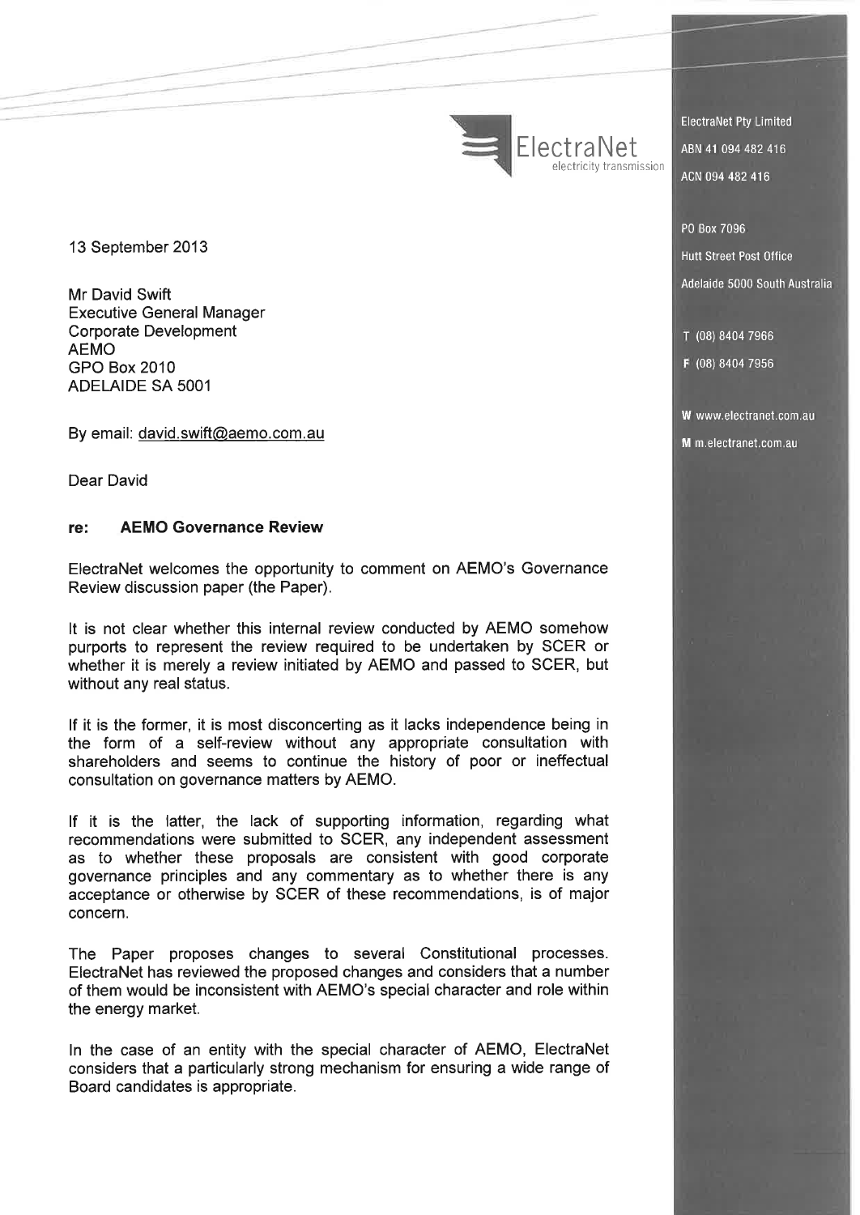ElectraNet
electricity transmission

ElectraNet Pty Limited
ABN 41 094 482 416
ACN 094 482 416

PO Box 7096
Hutt Street Post Office
Adelaide 5000 South Australia

T (08) 8404 7966
F (08) 8404 7956

W www.electranet.com.au
M m.electranet.com.au

13 September 2013

Mr David Swift
Executive General Manager
Corporate Development
AEMO
GPO Box 2010
ADELAIDE SA 5001

By email: david.swift@aemo.com.au

Dear David

**re: AEMO Governance Review**

ElectraNet welcomes the opportunity to comment on AEMO's Governance Review discussion paper (the Paper).

It is not clear whether this internal review conducted by AEMO somehow purports to represent the review required to be undertaken by SCER or whether it is merely a review initiated by AEMO and passed to SCER, but without any real status.

If it is the former, it is most disconcerting as it lacks independence being in the form of a self-review without any appropriate consultation with shareholders and seems to continue the history of poor or ineffectual consultation on governance matters by AEMO.

If it is the latter, the lack of supporting information, regarding what recommendations were submitted to SCER, any independent assessment as to whether these proposals are consistent with good corporate governance principles and any commentary as to whether there is any acceptance or otherwise by SCER of these recommendations, is of major concern.

The Paper proposes changes to several Constitutional processes. ElectraNet has reviewed the proposed changes and considers that a number of them would be inconsistent with AEMO's special character and role within the energy market.

In the case of an entity with the special character of AEMO, ElectraNet considers that a particularly strong mechanism for ensuring a wide range of Board candidates is appropriate.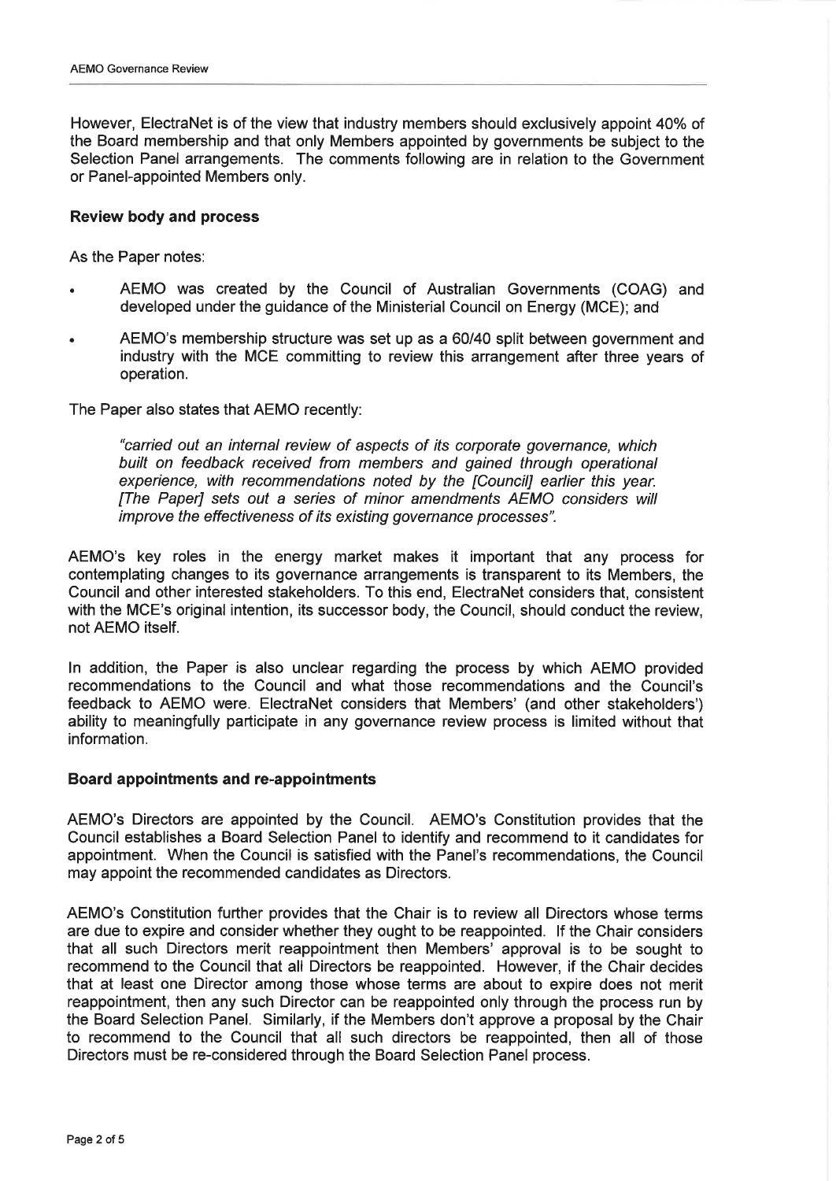However, ElectraNet is of the view that industry members should exclusively appoint 40% of the Board membership and that only Members appointed by governments be subject to the Selection Panel arrangements. The comments following are in relation to the Government or Panel-appointed Members only.

**Review body and process**

As the Paper notes:

- AEMO was created by the Council of Australian Governments (COAG) and developed under the guidance of the Ministerial Council on Energy (MCE); and
- AEMO's membership structure was set up as a 60/40 split between government and industry with the MCE committing to review this arrangement after three years of operation.

The Paper also states that AEMO recently:

> *"carried out an internal review of aspects of its corporate governance, which built on feedback received from members and gained through operational experience, with recommendations noted by the [Council] earlier this year. [The Paper] sets out a series of minor amendments AEMO considers will improve the effectiveness of its existing governance processes".*

AEMO's key roles in the energy market makes it important that any process for contemplating changes to its governance arrangements is transparent to its Members, the Council and other interested stakeholders. To this end, ElectraNet considers that, consistent with the MCE's original intention, its successor body, the Council, should conduct the review, not AEMO itself.

In addition, the Paper is also unclear regarding the process by which AEMO provided recommendations to the Council and what those recommendations and the Council's feedback to AEMO were. ElectraNet considers that Members' (and other stakeholders') ability to meaningfully participate in any governance review process is limited without that information.

**Board appointments and re-appointments**

AEMO's Directors are appointed by the Council. AEMO's Constitution provides that the Council establishes a Board Selection Panel to identify and recommend to it candidates for appointment. When the Council is satisfied with the Panel's recommendations, the Council may appoint the recommended candidates as Directors.

AEMO's Constitution further provides that the Chair is to review all Directors whose terms are due to expire and consider whether they ought to be reappointed. If the Chair considers that all such Directors merit reappointment then Members' approval is to be sought to recommend to the Council that all Directors be reappointed. However, if the Chair decides that at least one Director among those whose terms are about to expire does not merit reappointment, then any such Director can be reappointed only through the process run by the Board Selection Panel. Similarly, if the Members don't approve a proposal by the Chair to recommend to the Council that all such directors be reappointed, then all of those Directors must be re-considered through the Board Selection Panel process.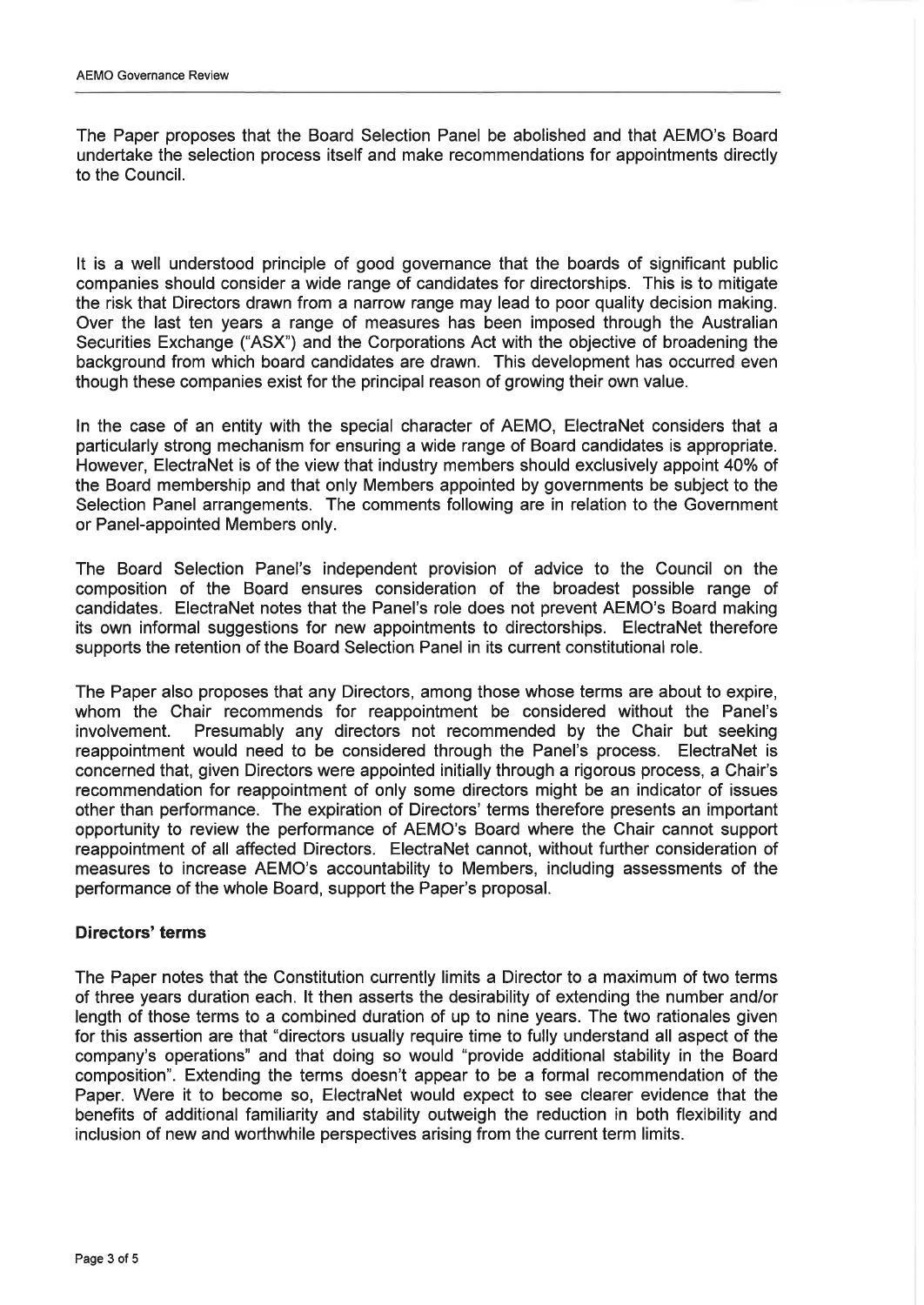The Paper proposes that the Board Selection Panel be abolished and that AEMO's Board undertake the selection process itself and make recommendations for appointments directly to the Council.

It is a well understood principle of good governance that the boards of significant public companies should consider a wide range of candidates for directorships. This is to mitigate the risk that Directors drawn from a narrow range may lead to poor quality decision making. Over the last ten years a range of measures has been imposed through the Australian Securities Exchange ("ASX") and the Corporations Act with the objective of broadening the background from which board candidates are drawn. This development has occurred even though these companies exist for the principal reason of growing their own value.

In the case of an entity with the special character of AEMO, ElectraNet considers that a particularly strong mechanism for ensuring a wide range of Board candidates is appropriate. However, ElectraNet is of the view that industry members should exclusively appoint 40% of the Board membership and that only Members appointed by governments be subject to the Selection Panel arrangements. The comments following are in relation to the Government or Panel-appointed Members only.

The Board Selection Panel's independent provision of advice to the Council on the composition of the Board ensures consideration of the broadest possible range of candidates. ElectraNet notes that the Panel's role does not prevent AEMO's Board making its own informal suggestions for new appointments to directorships. ElectraNet therefore supports the retention of the Board Selection Panel in its current constitutional role.

The Paper also proposes that any Directors, among those whose terms are about to expire, whom the Chair recommends for reappointment be considered without the Panel's involvement. Presumably any directors not recommended by the Chair but seeking reappointment would need to be considered through the Panel's process. ElectraNet is concerned that, given Directors were appointed initially through a rigorous process, a Chair's recommendation for reappointment of only some directors might be an indicator of issues other than performance. The expiration of Directors' terms therefore presents an important opportunity to review the performance of AEMO's Board where the Chair cannot support reappointment of all affected Directors. ElectraNet cannot, without further consideration of measures to increase AEMO's accountability to Members, including assessments of the performance of the whole Board, support the Paper's proposal.

### Directors' terms

The Paper notes that the Constitution currently limits a Director to a maximum of two terms of three years duration each. It then asserts the desirability of extending the number and/or length of those terms to a combined duration of up to nine years. The two rationales given for this assertion are that "directors usually require time to fully understand all aspect of the company's operations" and that doing so would "provide additional stability in the Board composition". Extending the terms doesn't appear to be a formal recommendation of the Paper. Were it to become so, ElectraNet would expect to see clearer evidence that the benefits of additional familiarity and stability outweigh the reduction in both flexibility and inclusion of new and worthwhile perspectives arising from the current term limits.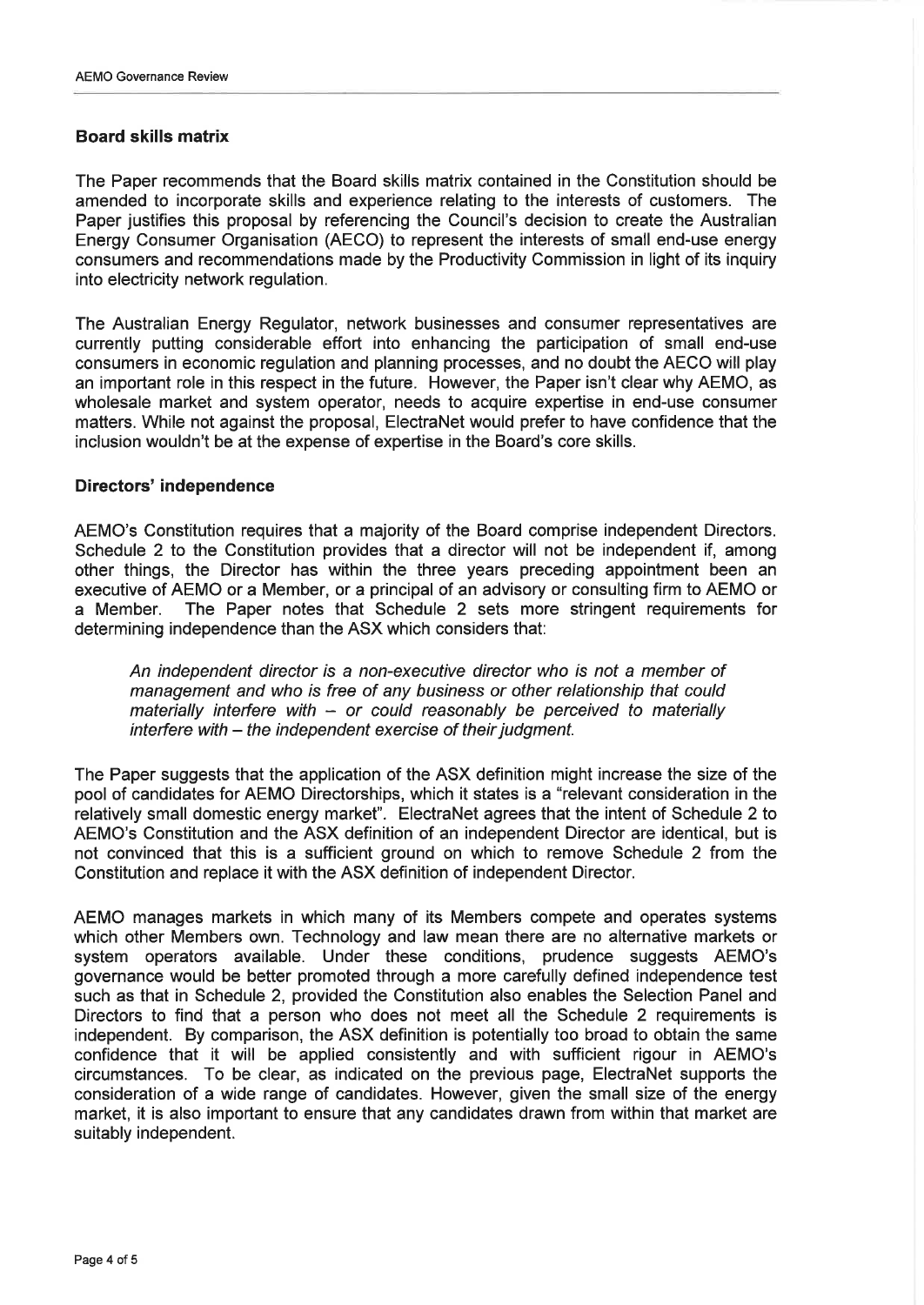## Board skills matrix

The Paper recommends that the Board skills matrix contained in the Constitution should be amended to incorporate skills and experience relating to the interests of customers. The Paper justifies this proposal by referencing the Council's decision to create the Australian Energy Consumer Organisation (AECO) to represent the interests of small end-use energy consumers and recommendations made by the Productivity Commission in light of its inquiry into electricity network regulation.

The Australian Energy Regulator, network businesses and consumer representatives are currently putting considerable effort into enhancing the participation of small end-use consumers in economic regulation and planning processes, and no doubt the AECO will play an important role in this respect in the future. However, the Paper isn't clear why AEMO, as wholesale market and system operator, needs to acquire expertise in end-use consumer matters. While not against the proposal, ElectraNet would prefer to have confidence that the inclusion wouldn't be at the expense of expertise in the Board's core skills.

## Directors' independence

AEMO's Constitution requires that a majority of the Board comprise independent Directors. Schedule 2 to the Constitution provides that a director will not be independent if, among other things, the Director has within the three years preceding appointment been an executive of AEMO or a Member, or a principal of an advisory or consulting firm to AEMO or a Member. The Paper notes that Schedule 2 sets more stringent requirements for determining independence than the ASX which considers that:

> *An independent director is a non-executive director who is not a member of management and who is free of any business or other relationship that could materially interfere with – or could reasonably be perceived to materially interfere with – the independent exercise of their judgment.*

The Paper suggests that the application of the ASX definition might increase the size of the pool of candidates for AEMO Directorships, which it states is a "relevant consideration in the relatively small domestic energy market". ElectraNet agrees that the intent of Schedule 2 to AEMO's Constitution and the ASX definition of an independent Director are identical, but is not convinced that this is a sufficient ground on which to remove Schedule 2 from the Constitution and replace it with the ASX definition of independent Director.

AEMO manages markets in which many of its Members compete and operates systems which other Members own. Technology and law mean there are no alternative markets or system operators available. Under these conditions, prudence suggests AEMO's governance would be better promoted through a more carefully defined independence test such as that in Schedule 2, provided the Constitution also enables the Selection Panel and Directors to find that a person who does not meet all the Schedule 2 requirements is independent. By comparison, the ASX definition is potentially too broad to obtain the same confidence that it will be applied consistently and with sufficient rigour in AEMO's circumstances. To be clear, as indicated on the previous page, ElectraNet supports the consideration of a wide range of candidates. However, given the small size of the energy market, it is also important to ensure that any candidates drawn from within that market are suitably independent.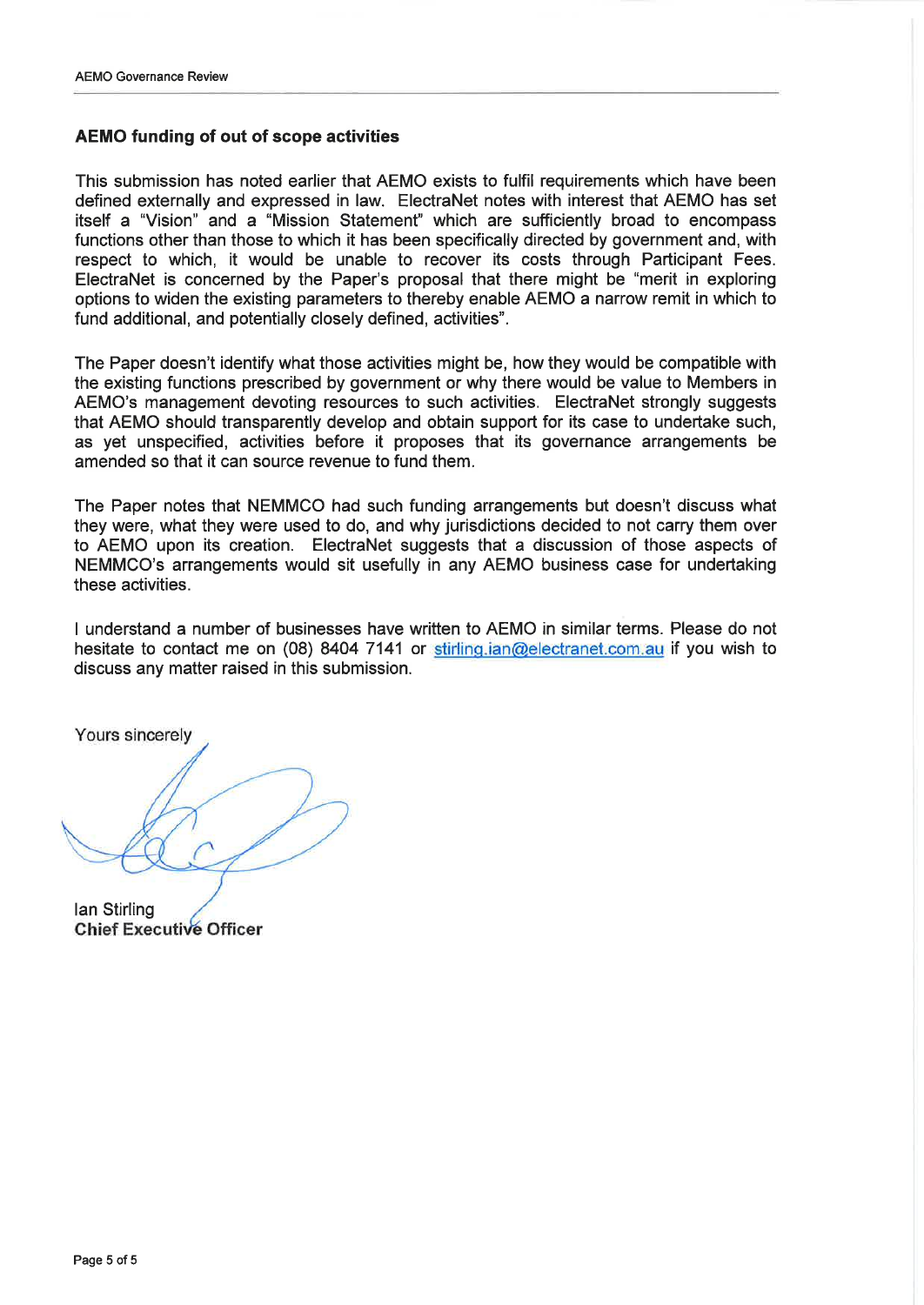### AEMO funding of out of scope activities

This submission has noted earlier that AEMO exists to fulfil requirements which have been defined externally and expressed in law. ElectraNet notes with interest that AEMO has set itself a "Vision" and a "Mission Statement" which are sufficiently broad to encompass functions other than those to which it has been specifically directed by government and, with respect to which, it would be unable to recover its costs through Participant Fees. ElectraNet is concerned by the Paper's proposal that there might be "merit in exploring options to widen the existing parameters to thereby enable AEMO a narrow remit in which to fund additional, and potentially closely defined, activities".

The Paper doesn't identify what those activities might be, how they would be compatible with the existing functions prescribed by government or why there would be value to Members in AEMO's management devoting resources to such activities. ElectraNet strongly suggests that AEMO should transparently develop and obtain support for its case to undertake such, as yet unspecified, activities before it proposes that its governance arrangements be amended so that it can source revenue to fund them.

The Paper notes that NEMMCO had such funding arrangements but doesn't discuss what they were, what they were used to do, and why jurisdictions decided to not carry them over to AEMO upon its creation. ElectraNet suggests that a discussion of those aspects of NEMMCO's arrangements would sit usefully in any AEMO business case for undertaking these activities.

I understand a number of businesses have written to AEMO in similar terms. Please do not hesitate to contact me on (08) 8404 7141 or stirling.ian@electranet.com.au if you wish to discuss any matter raised in this submission.

Yours sincerely

Ian Stirling
**Chief Executive Officer**